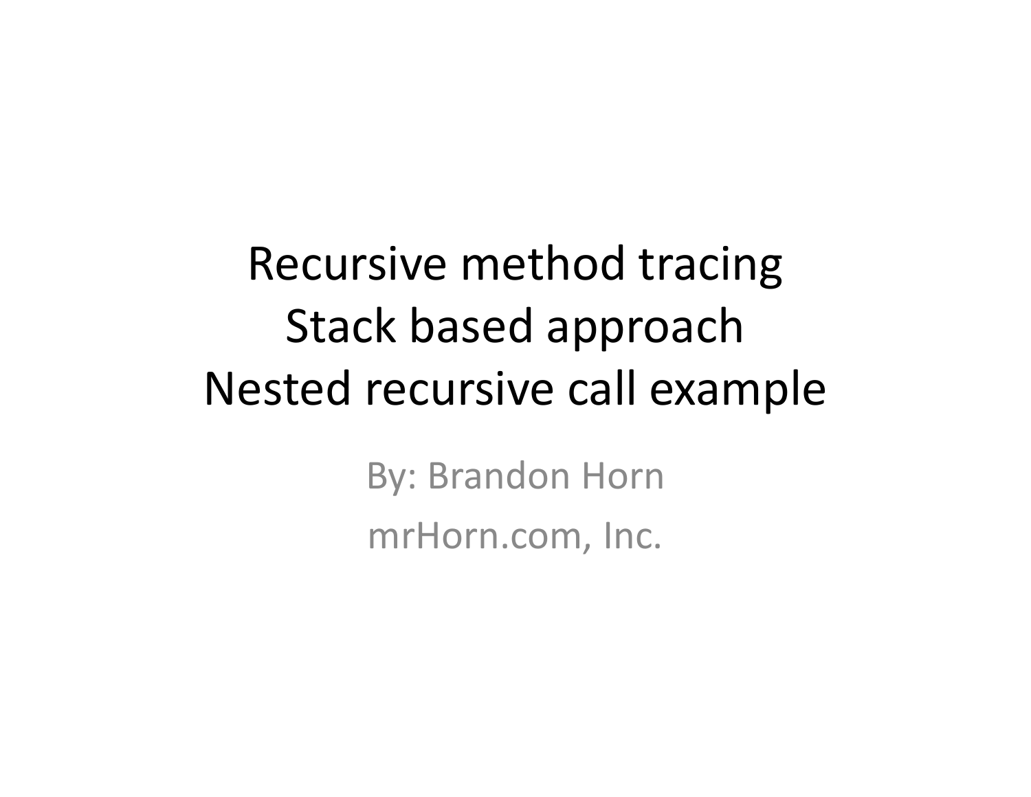# Recursive method tracing
# Stack based approach
# Nested recursive call example

By: Brandon Horn

mrHorn.com, Inc.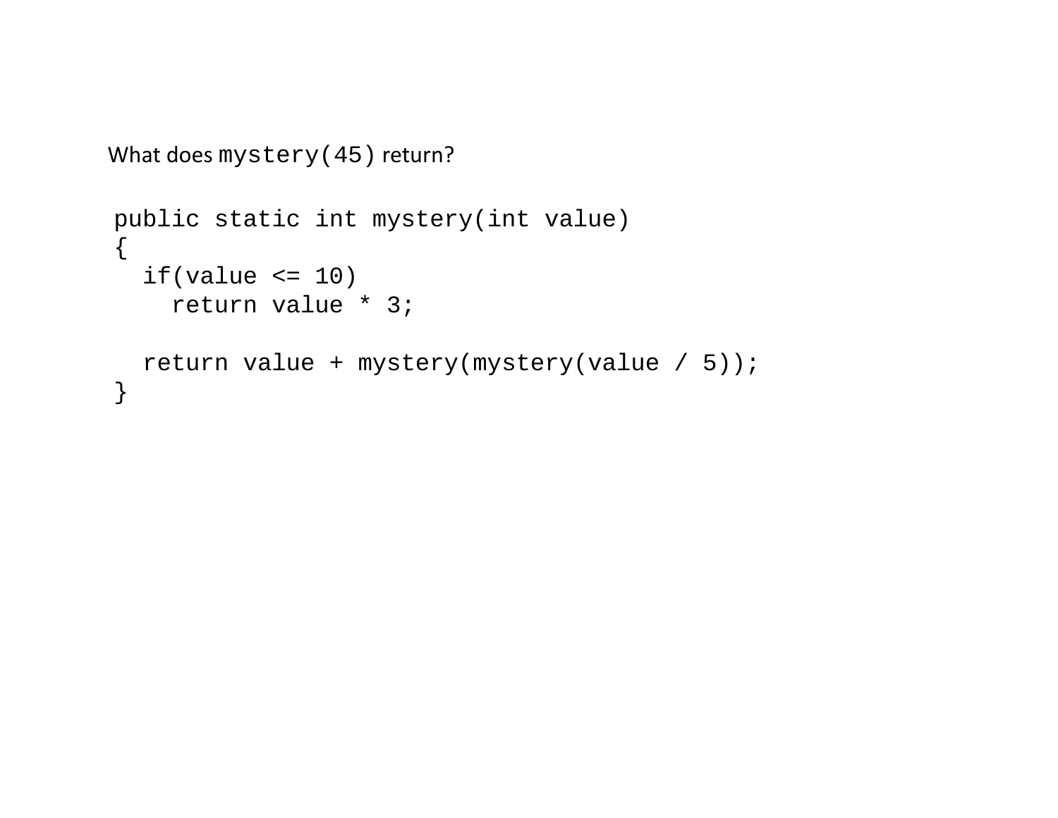What does `mystery(45)` return?

```
public static int mystery(int value)
{
  if(value <= 10)
    return value * 3;

  return value + mystery(mystery(value / 5));
}
```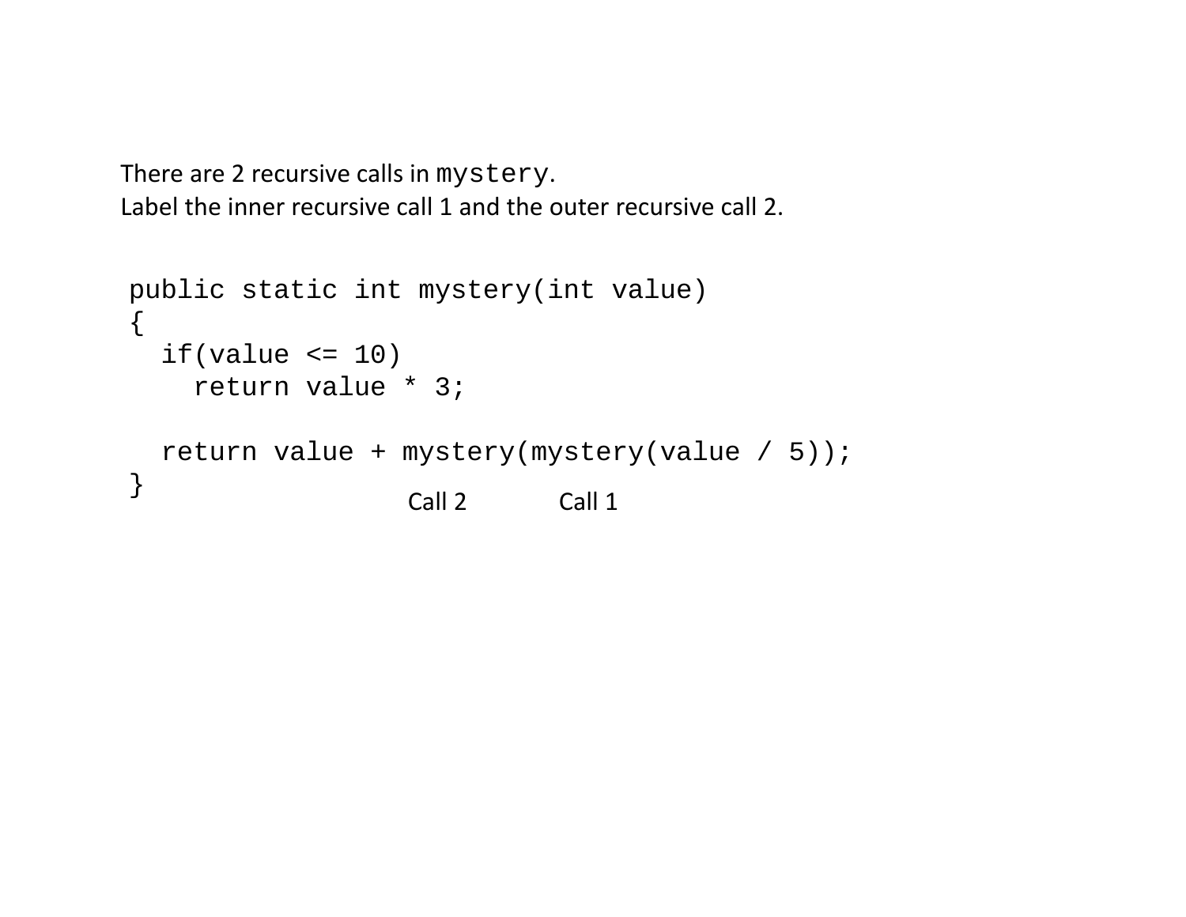There are 2 recursive calls in `mystery`.
Label the inner recursive call 1 and the outer recursive call 2.

```
public static int mystery(int value)
{
  if(value <= 10)
    return value * 3;

  return value + mystery(mystery(value / 5));
}
                  Call 2    Call 1
```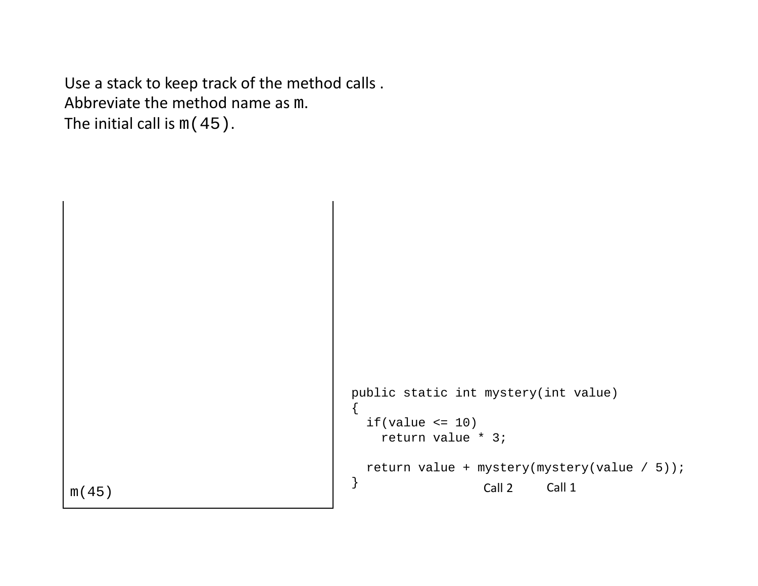Use a stack to keep track of the method calls .
Abbreviate the method name as `m`.
The initial call is `m(45)`.

```
m(45)
```

```java
public static int mystery(int value)
{
  if(value <= 10)
    return value * 3;

  return value + mystery(mystery(value / 5));
}
```

Call 2    Call 1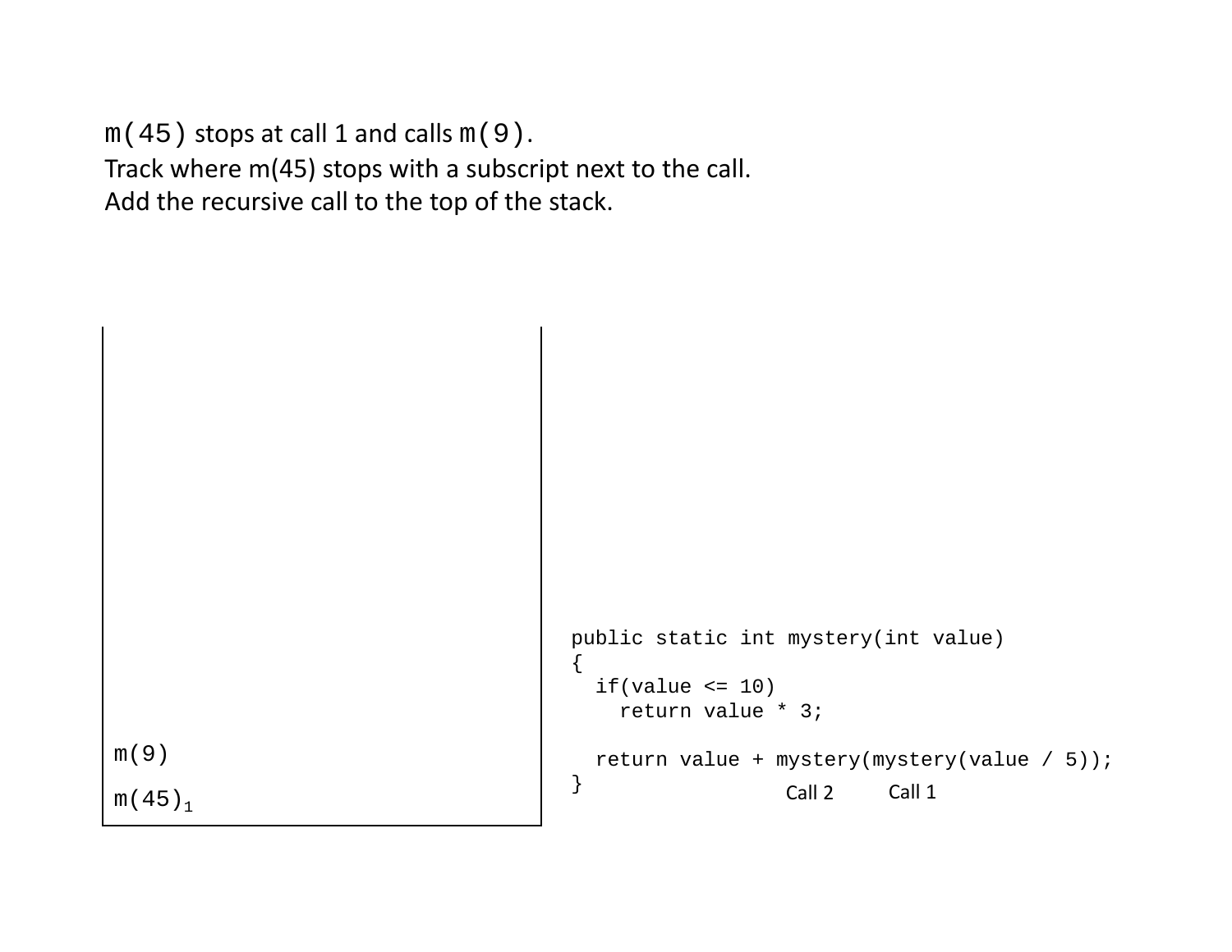m(45) stops at call 1 and calls m(9).
Track where m(45) stops with a subscript next to the call.
Add the recursive call to the top of the stack.

```
m(9)
m(45)₁
```

```
public static int mystery(int value)
{
  if(value <= 10)
    return value * 3;

  return value + mystery(mystery(value / 5));
}
```

Call 2 Call 1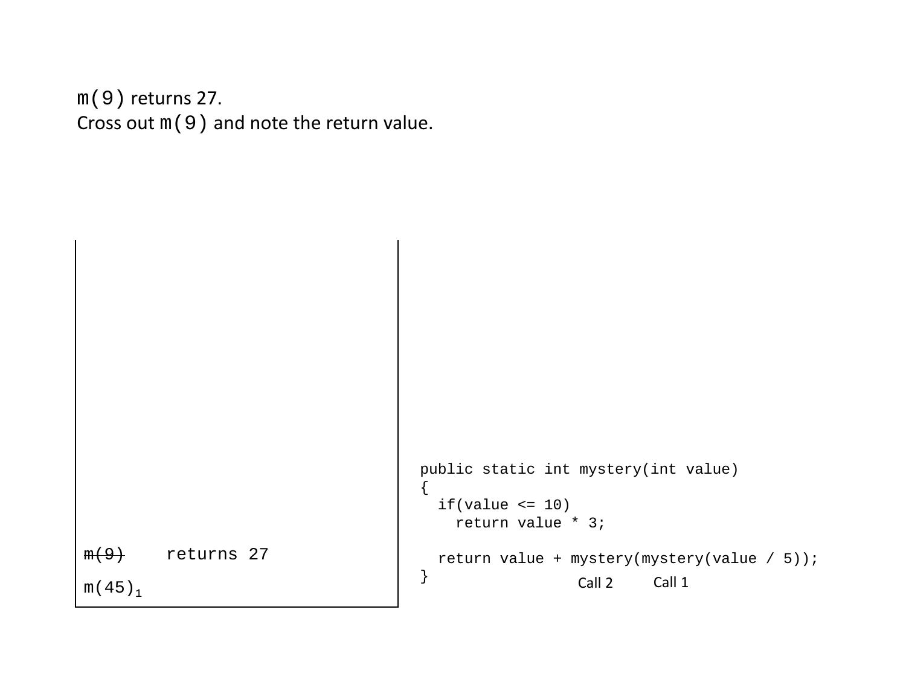m(9) returns 27.
Cross out m(9) and note the return value.

```
~~m(9)~~    returns 27
m(45)1
```

```
public static int mystery(int value)
{
  if(value <= 10)
    return value * 3;

  return value + mystery(mystery(value / 5));
}
```

Call 2    Call 1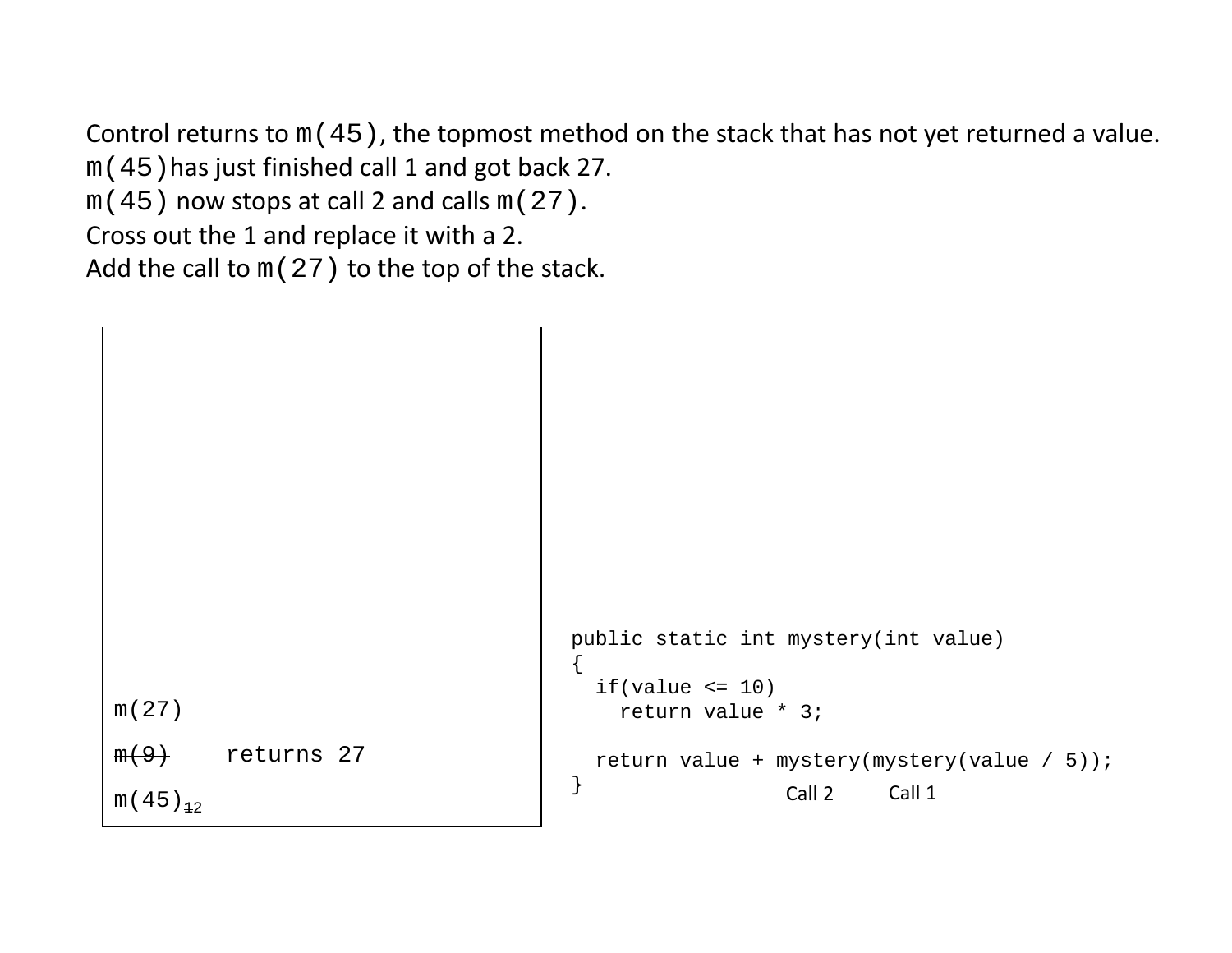Control returns to `m(45)`, the topmost method on the stack that has not yet returned a value.
`m(45)` has just finished call 1 and got back 27.
`m(45)` now stops at call 2 and calls `m(27)`.
Cross out the 1 and replace it with a 2.
Add the call to `m(27)` to the top of the stack.

```
m(27)

~~m(9)~~    returns 27

m(45) 1 2   (1 crossed out)
```

```java
public static int mystery(int value)
{
  if(value <= 10)
    return value * 3;

  return value + mystery(mystery(value / 5));
}
```

Call 2 &nbsp;&nbsp;&nbsp; Call 1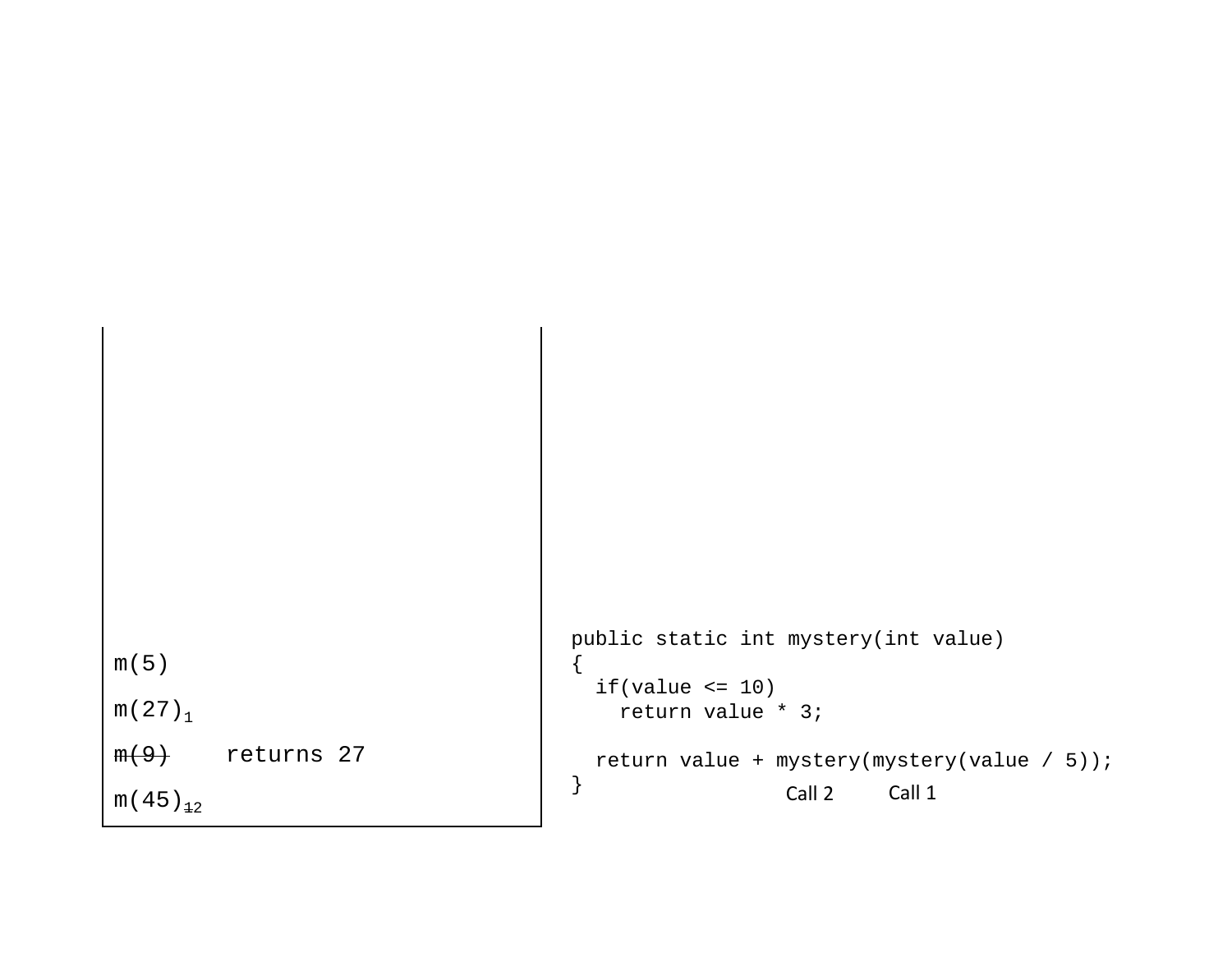m(5)

m(27)$_1$

~~m(9)~~ returns 27

m(45)$_{~~1~~2}$

```java
public static int mystery(int value)
{
  if(value <= 10)
    return value * 3;

  return value + mystery(mystery(value / 5));
}
```

Call 2 Call 1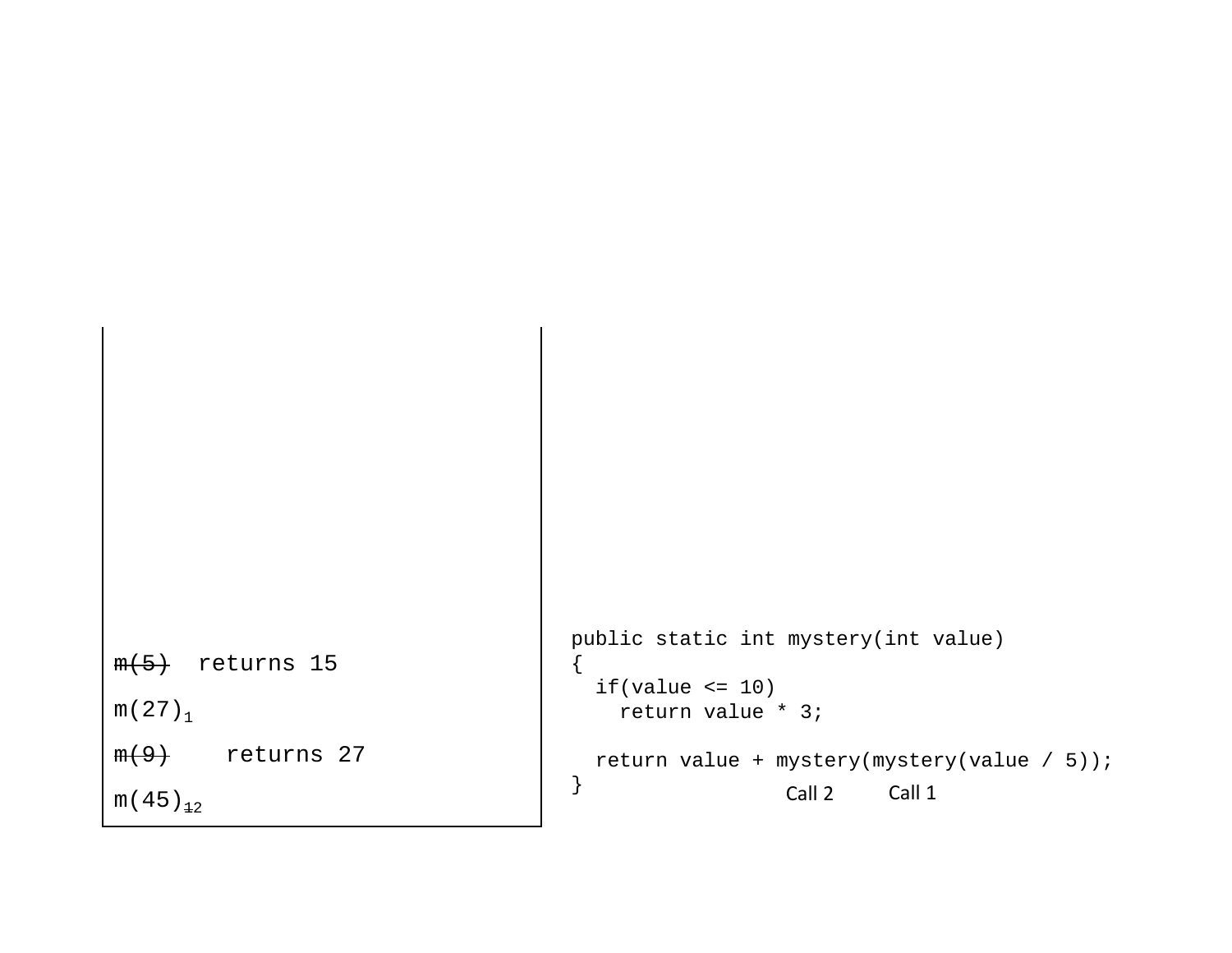~~m(5)~~ returns 15

m(27) 1

~~m(9)~~ returns 27

m(45) ~~1~~2

```
public static int mystery(int value)
{
  if(value <= 10)
    return value * 3;

  return value + mystery(mystery(value / 5));
}
```

Call 2 Call 1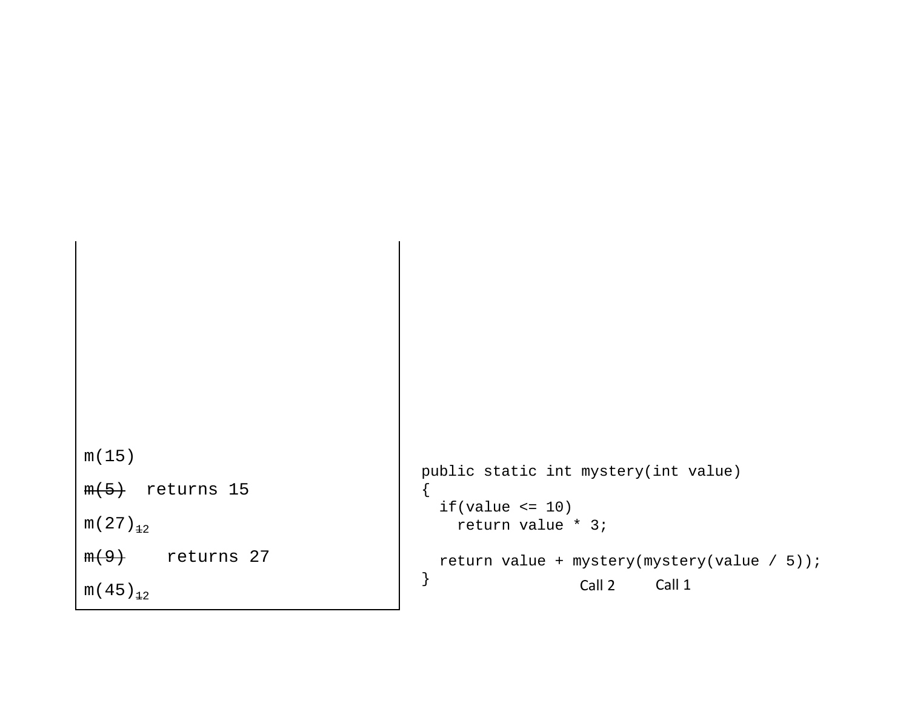```
m(15)
m(5)  returns 15
m(27) 12
m(9)    returns 27
m(45) 12
```

(Note: "m(5)" and "m(9)" are struck through; the "12" after "m(27)" and "m(45)" is struck through.)

```java
public static int mystery(int value)
{
  if(value <= 10)
    return value * 3;

  return value + mystery(mystery(value / 5));
}
```

Call 2  Call 1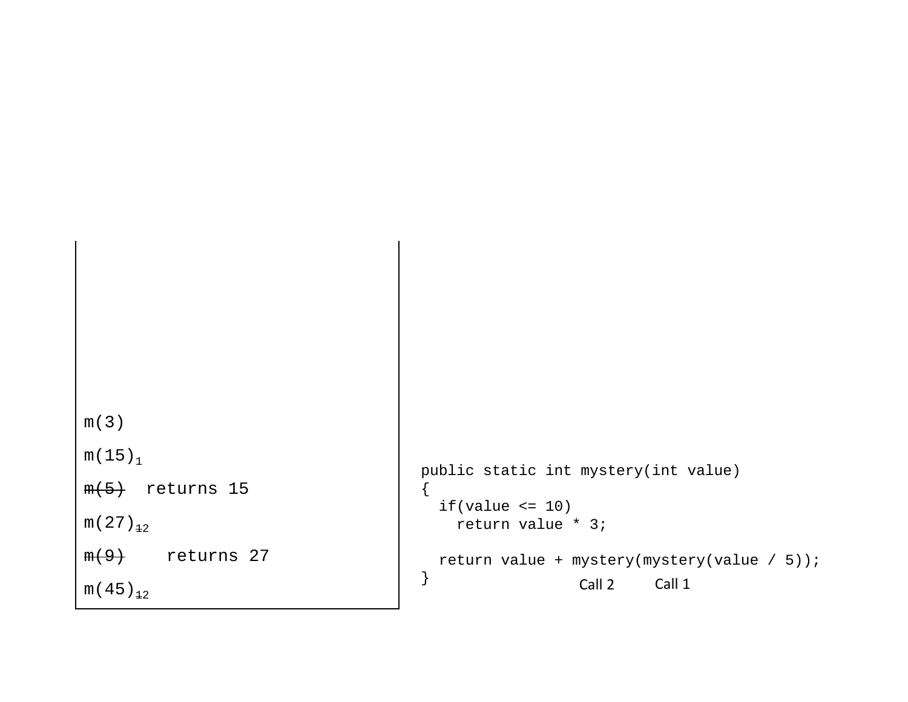m(3)

m(15)1

~~m(5)~~ returns 15

m(27)~~1~~2

~~m(9)~~ returns 27

m(45)~~1~~2

```
public static int mystery(int value)
{
  if(value <= 10)
    return value * 3;

  return value + mystery(mystery(value / 5));
}
```

Call 2 Call 1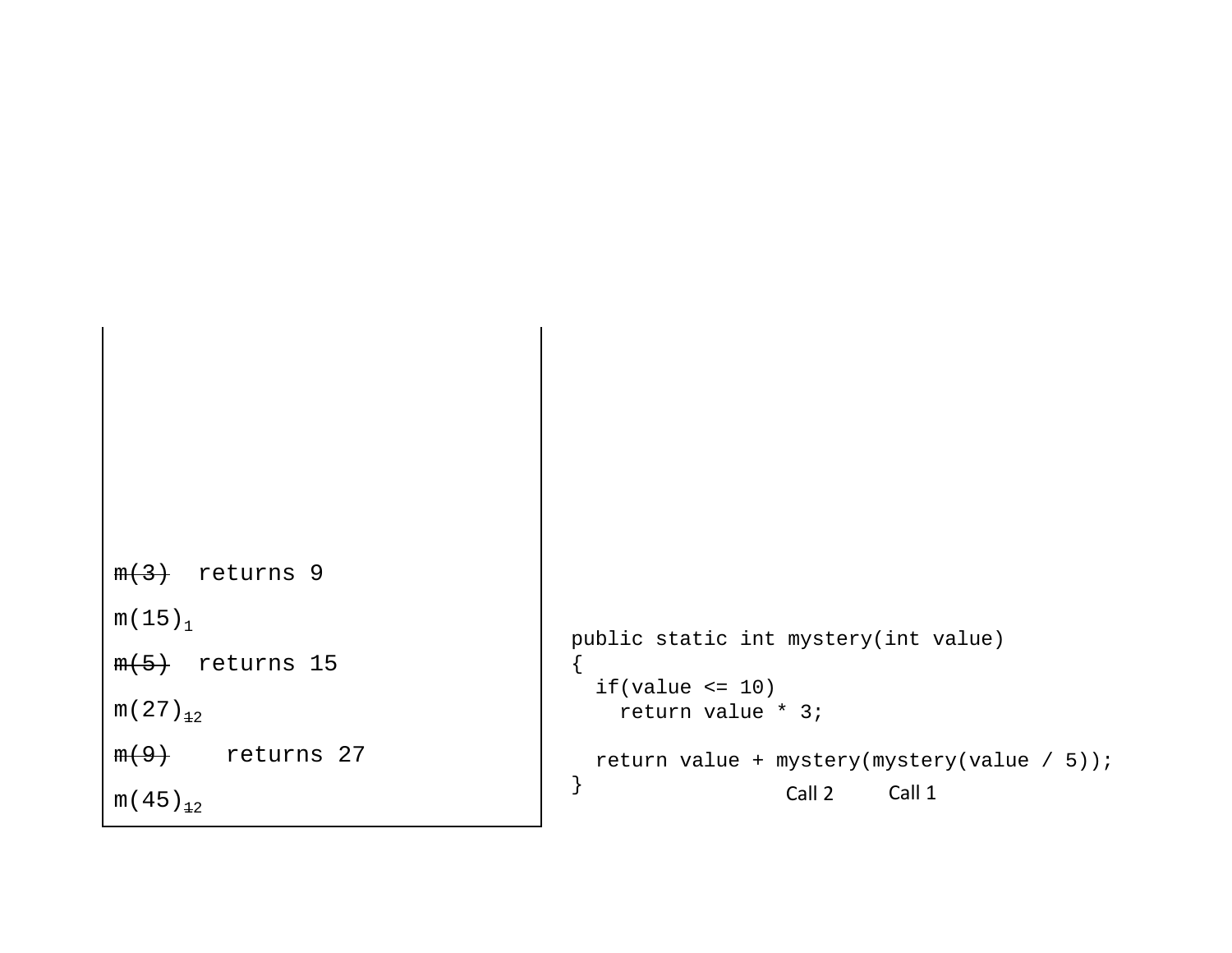~~m(3)~~ returns 9

m(15) 1

~~m(5)~~ returns 15

m(27) ~~1~~2

~~m(9)~~ returns 27

m(45) ~~1~~2

```
public static int mystery(int value)
{
  if(value <= 10)
    return value * 3;

  return value + mystery(mystery(value / 5));
}
```

Call 2 Call 1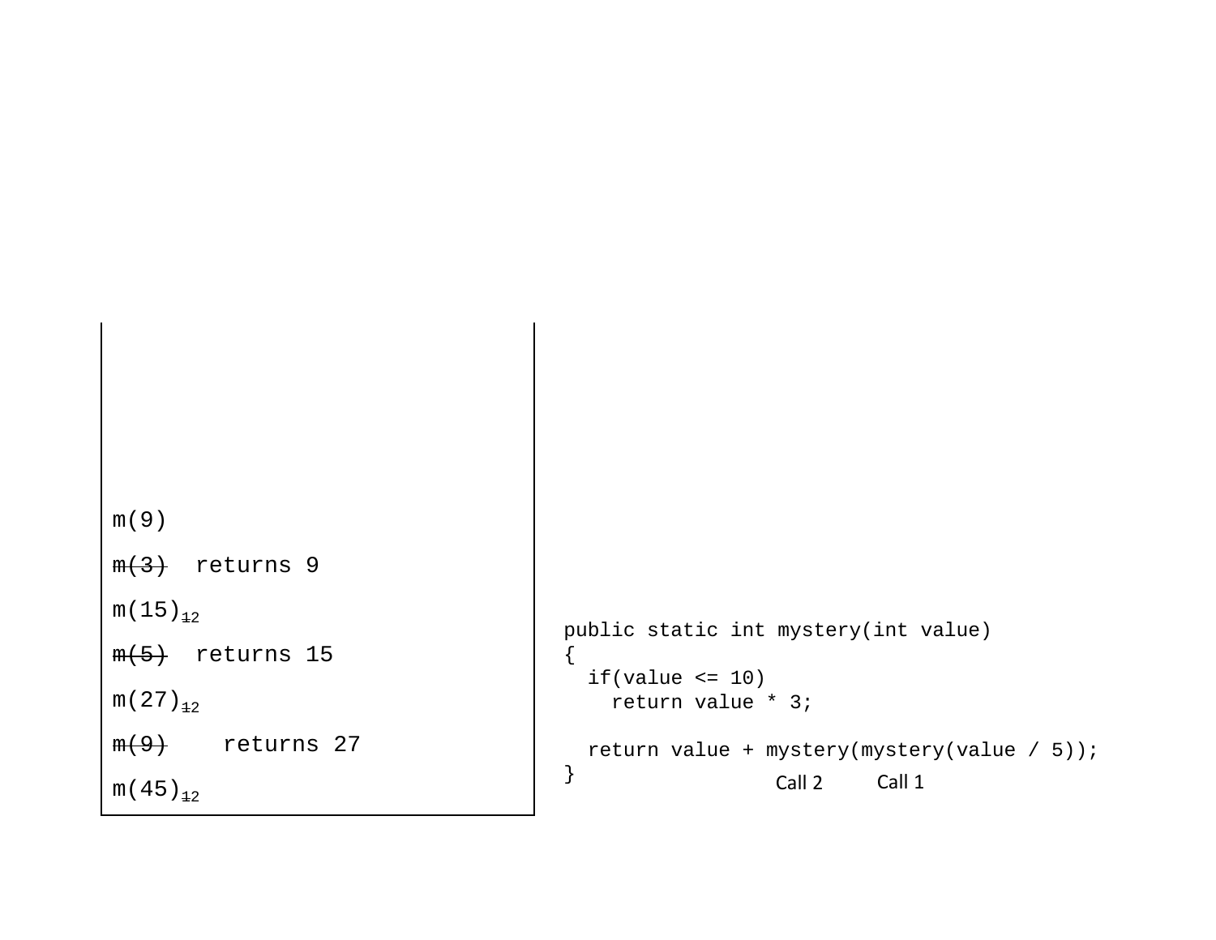```
m(9)
m(3)  returns 9
m(15) 12
m(5)  returns 15
m(27) 12
m(9)    returns 27
m(45) 12
```

```
public static int mystery(int value)
{
  if(value <= 10)
    return value * 3;

  return value + mystery(mystery(value / 5));
}
```

Call 2 Call 1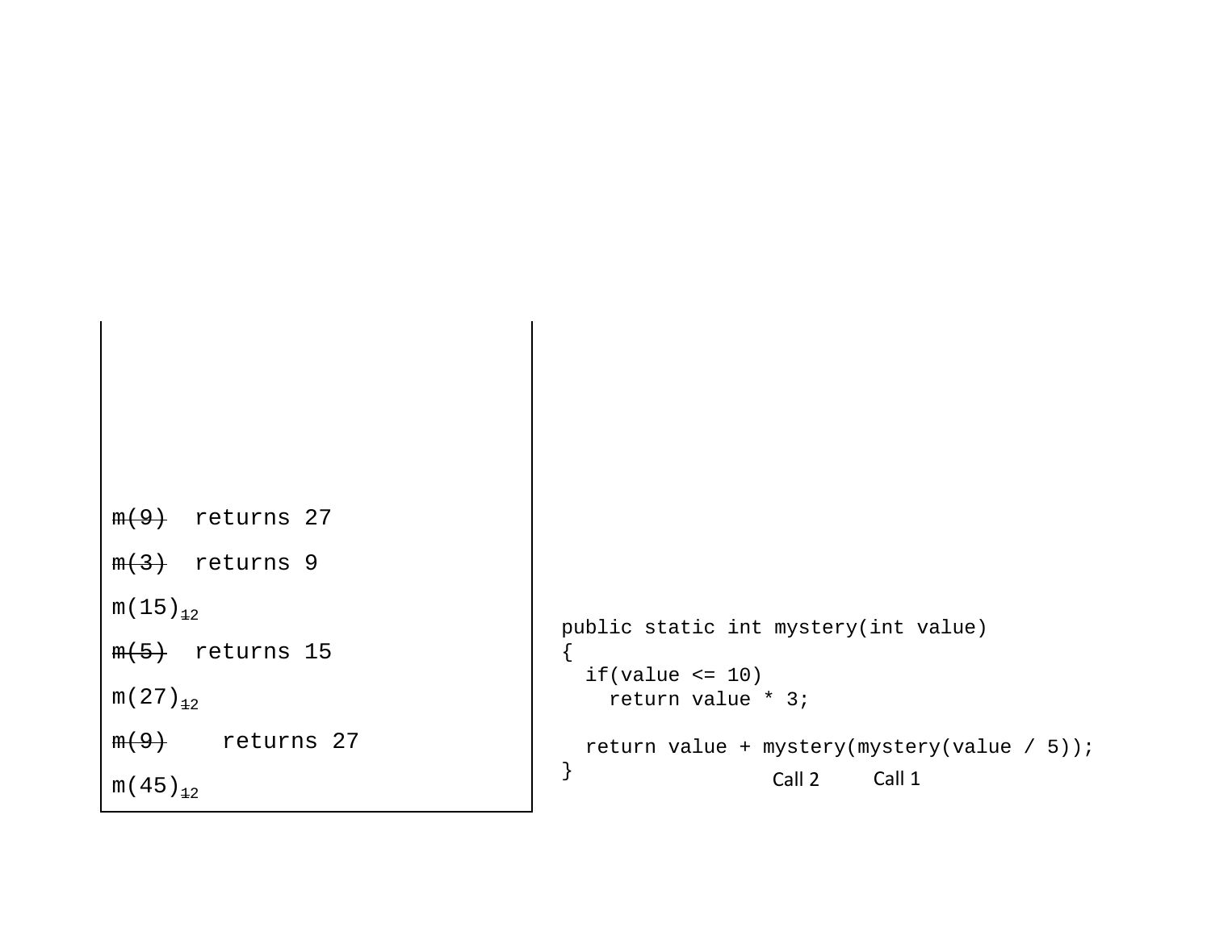~~m(9)~~ returns 27

~~m(3)~~ returns 9

m(15) ~~12~~

~~m(5)~~ returns 15

m(27) ~~12~~

~~m(9)~~ returns 27

m(45) ~~12~~

```
public static int mystery(int value)
{
  if(value <= 10)
    return value * 3;

  return value + mystery(mystery(value / 5));
}
```

Call 2 Call 1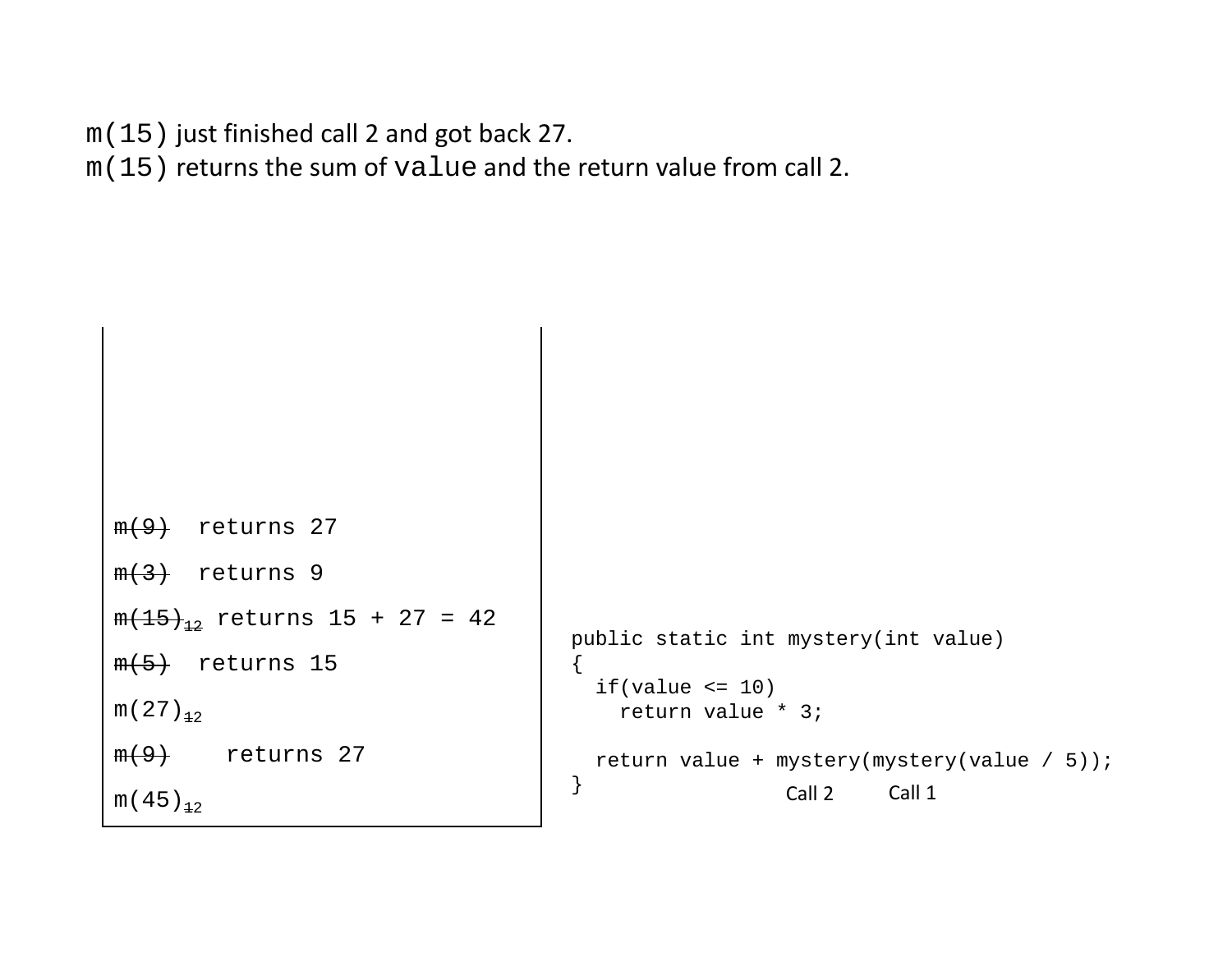`m(15)` just finished call 2 and got back 27.
`m(15)` returns the sum of `value` and the return value from call 2.

```
m(9)  returns 27
m(3)  returns 9
m(15)12 returns 15 + 27 = 42
m(5)  returns 15
m(27)12
m(9)    returns 27
m(45)12
```

```
public static int mystery(int value)
{
  if(value <= 10)
    return value * 3;

  return value + mystery(mystery(value / 5));
}
```

Call 2 Call 1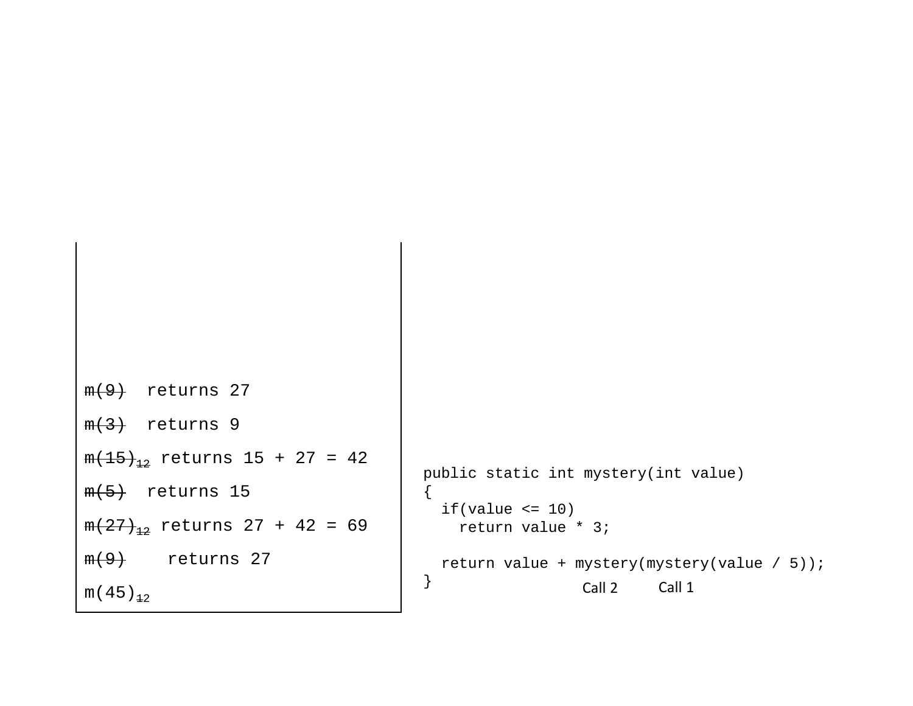```
m(9)   returns 27
m(3)   returns 9
m(15)12 returns 15 + 27 = 42
m(5)   returns 15
m(27)12 returns 27 + 42 = 69
m(9)    returns 27
m(45)12
```

```java
public static int mystery(int value)
{
  if(value <= 10)
    return value * 3;

  return value + mystery(mystery(value / 5));
}
```

Call 2 Call 1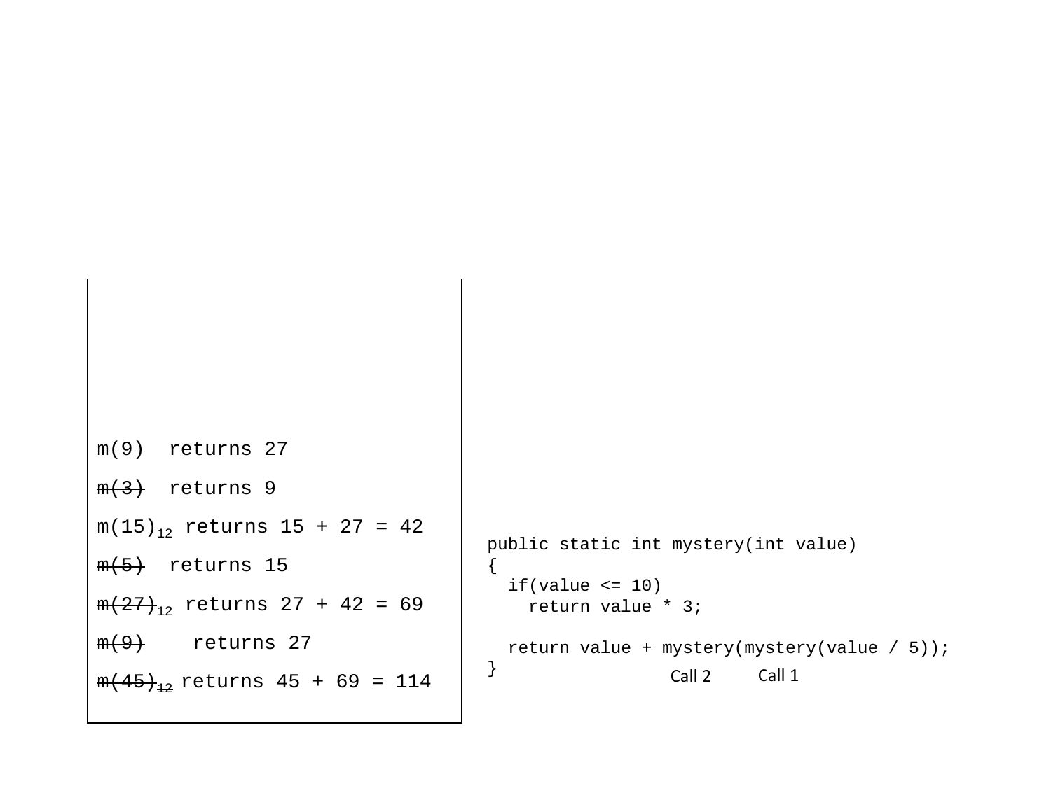```
m(9)  returns 27
m(3)  returns 9
m(15)12 returns 15 + 27 = 42
m(5)  returns 15
m(27)12 returns 27 + 42 = 69
m(9)    returns 27
m(45)12 returns 45 + 69 = 114
```

```java
public static int mystery(int value)
{
  if(value <= 10)
    return value * 3;

  return value + mystery(mystery(value / 5));
}
```

Call 2 Call 1